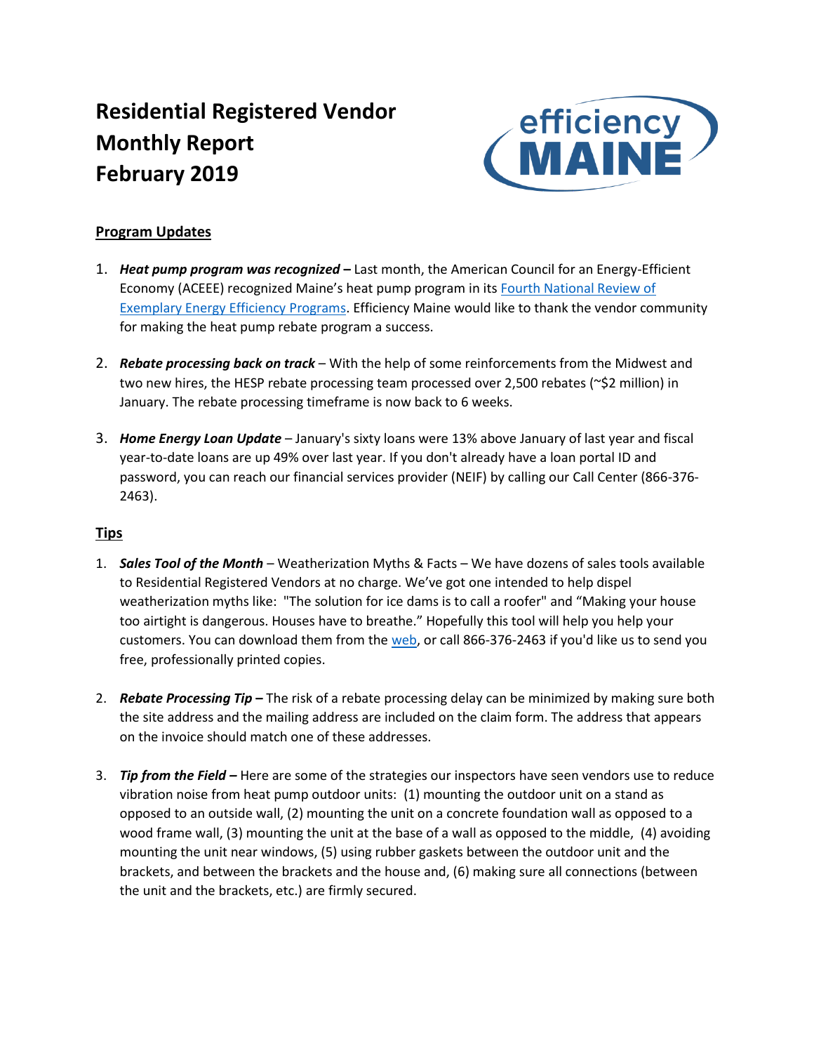# Residential Registered Vendor Monthly Report February 2019

efficiency MAINE

## Program Updates

1. ***Heat pump program was recognized –*** Last month, the American Council for an Energy-Efficient Economy (ACEEE) recognized Maine's heat pump program in its Fourth National Review of Exemplary Energy Efficiency Programs. Efficiency Maine would like to thank the vendor community for making the heat pump rebate program a success.

2. ***Rebate processing back on track*** – With the help of some reinforcements from the Midwest and two new hires, the HESP rebate processing team processed over 2,500 rebates (~$2 million) in January. The rebate processing timeframe is now back to 6 weeks.

3. ***Home Energy Loan Update*** – January's sixty loans were 13% above January of last year and fiscal year-to-date loans are up 49% over last year. If you don't already have a loan portal ID and password, you can reach our financial services provider (NEIF) by calling our Call Center (866-376-2463).

## Tips

1. ***Sales Tool of the Month*** – Weatherization Myths & Facts – We have dozens of sales tools available to Residential Registered Vendors at no charge. We've got one intended to help dispel weatherization myths like: "The solution for ice dams is to call a roofer" and "Making your house too airtight is dangerous. Houses have to breathe." Hopefully this tool will help you help your customers. You can download them from the web, or call 866-376-2463 if you'd like us to send you free, professionally printed copies.

2. ***Rebate Processing Tip –*** The risk of a rebate processing delay can be minimized by making sure both the site address and the mailing address are included on the claim form. The address that appears on the invoice should match one of these addresses.

3. ***Tip from the Field –*** Here are some of the strategies our inspectors have seen vendors use to reduce vibration noise from heat pump outdoor units: (1) mounting the outdoor unit on a stand as opposed to an outside wall, (2) mounting the unit on a concrete foundation wall as opposed to a wood frame wall, (3) mounting the unit at the base of a wall as opposed to the middle, (4) avoiding mounting the unit near windows, (5) using rubber gaskets between the outdoor unit and the brackets, and between the brackets and the house and, (6) making sure all connections (between the unit and the brackets, etc.) are firmly secured.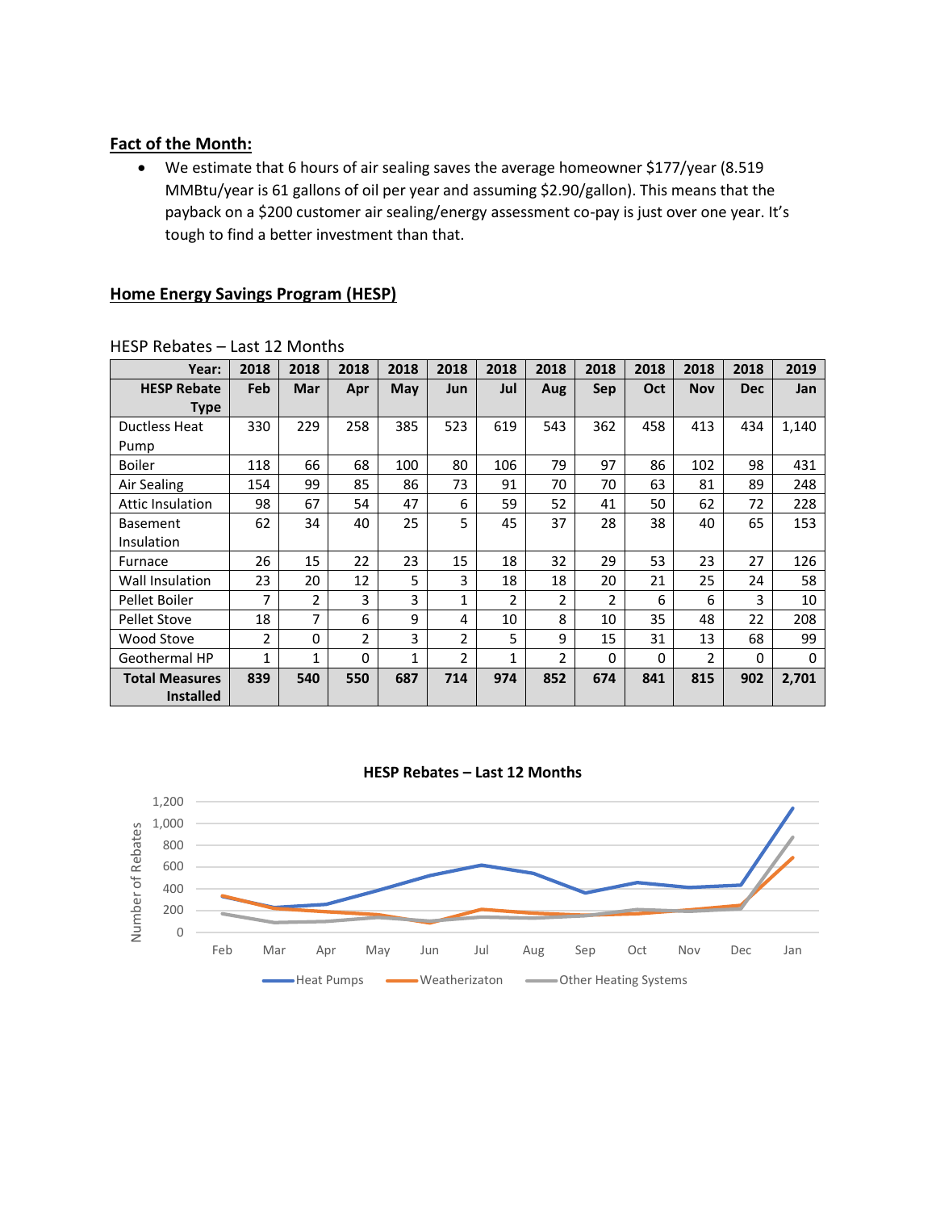## Fact of the Month:

- We estimate that 6 hours of air sealing saves the average homeowner $177/year (8.519 MMBtu/year is 61 gallons of oil per year and assuming $2.90/gallon). This means that the payback on a $200 customer air sealing/energy assessment co-pay is just over one year. It's tough to find a better investment than that.

## Home Energy Savings Program (HESP)

HESP Rebates – Last 12 Months

| Year: | 2018 | 2018 | 2018 | 2018 | 2018 | 2018 | 2018 | 2018 | 2018 | 2018 | 2018 | 2019 |
|---|---|---|---|---|---|---|---|---|---|---|---|---|
| **HESP Rebate Type** | **Feb** | **Mar** | **Apr** | **May** | **Jun** | **Jul** | **Aug** | **Sep** | **Oct** | **Nov** | **Dec** | **Jan** |
| Ductless Heat Pump | 330 | 229 | 258 | 385 | 523 | 619 | 543 | 362 | 458 | 413 | 434 | 1,140 |
| Boiler | 118 | 66 | 68 | 100 | 80 | 106 | 79 | 97 | 86 | 102 | 98 | 431 |
| Air Sealing | 154 | 99 | 85 | 86 | 73 | 91 | 70 | 70 | 63 | 81 | 89 | 248 |
| Attic Insulation | 98 | 67 | 54 | 47 | 6 | 59 | 52 | 41 | 50 | 62 | 72 | 228 |
| Basement Insulation | 62 | 34 | 40 | 25 | 5 | 45 | 37 | 28 | 38 | 40 | 65 | 153 |
| Furnace | 26 | 15 | 22 | 23 | 15 | 18 | 32 | 29 | 53 | 23 | 27 | 126 |
| Wall Insulation | 23 | 20 | 12 | 5 | 3 | 18 | 18 | 20 | 21 | 25 | 24 | 58 |
| Pellet Boiler | 7 | 2 | 3 | 3 | 1 | 2 | 2 | 2 | 6 | 6 | 3 | 10 |
| Pellet Stove | 18 | 7 | 6 | 9 | 4 | 10 | 8 | 10 | 35 | 48 | 22 | 208 |
| Wood Stove | 2 | 0 | 2 | 3 | 2 | 5 | 9 | 15 | 31 | 13 | 68 | 99 |
| Geothermal HP | 1 | 1 | 0 | 1 | 2 | 1 | 2 | 0 | 0 | 2 | 0 | 0 |
| **Total Measures Installed** | **839** | **540** | **550** | **687** | **714** | **974** | **852** | **674** | **841** | **815** | **902** | **2,701** |

**HESP Rebates – Last 12 Months**

Number of Rebates (0 – 1,200) by month (Feb – Jan)

Legend: Heat Pumps, Weatherizaton, Other Heating Systems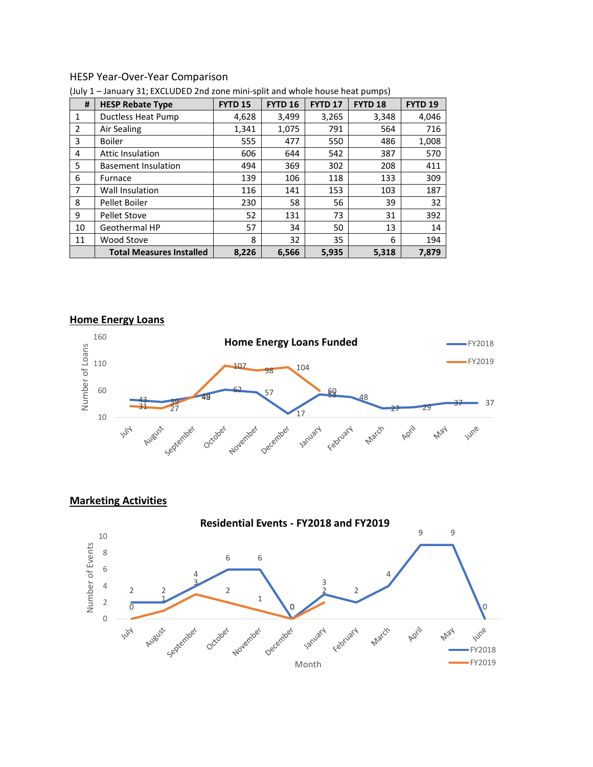HESP Year-Over-Year Comparison

(July 1 – January 31; EXCLUDED 2nd zone mini-split and whole house heat pumps)

| # | HESP Rebate Type | FYTD 15 | FYTD 16 | FYTD 17 | FYTD 18 | FYTD 19 |
|---|---|---|---|---|---|---|
| 1 | Ductless Heat Pump | 4,628 | 3,499 | 3,265 | 3,348 | 4,046 |
| 2 | Air Sealing | 1,341 | 1,075 | 791 | 564 | 716 |
| 3 | Boiler | 555 | 477 | 550 | 486 | 1,008 |
| 4 | Attic Insulation | 606 | 644 | 542 | 387 | 570 |
| 5 | Basement Insulation | 494 | 369 | 302 | 208 | 411 |
| 6 | Furnace | 139 | 106 | 118 | 133 | 309 |
| 7 | Wall Insulation | 116 | 141 | 153 | 103 | 187 |
| 8 | Pellet Boiler | 230 | 58 | 56 | 39 | 32 |
| 9 | Pellet Stove | 52 | 131 | 73 | 31 | 392 |
| 10 | Geothermal HP | 57 | 34 | 50 | 13 | 14 |
| 11 | Wood Stove | 8 | 32 | 35 | 6 | 194 |
| | **Total Measures Installed** | **8,226** | **6,566** | **5,935** | **5,318** | **7,879** |

## Home Energy Loans

**Home Energy Loans Funded**

| Month | FY2018 | FY2019 |
|---|---|---|
| July | 43 | 31 |
| August | 39 | 27 |
| September | 48 | 49 |
| October | 62 | 107 |
| November | 57 | 98 |
| December | 17 | 104 |
| January | 55 | 60 |
| February | 48 | |
| March | 27 | |
| April | 29 | |
| May | 37 | |
| June | 37 | |

## Marketing Activities

**Residential Events - FY2018 and FY2019**

| Month | FY2018 | FY2019 |
|---|---|---|
| July | 2 | 0 |
| August | 2 | 1 |
| September | 4 | 3 |
| October | 6 | 2 |
| November | 6 | 1 |
| December | 0 | 0 |
| January | 3 | 2 |
| February | 2 | |
| March | 4 | |
| April | 9 | |
| May | 9 | |
| June | 0 | |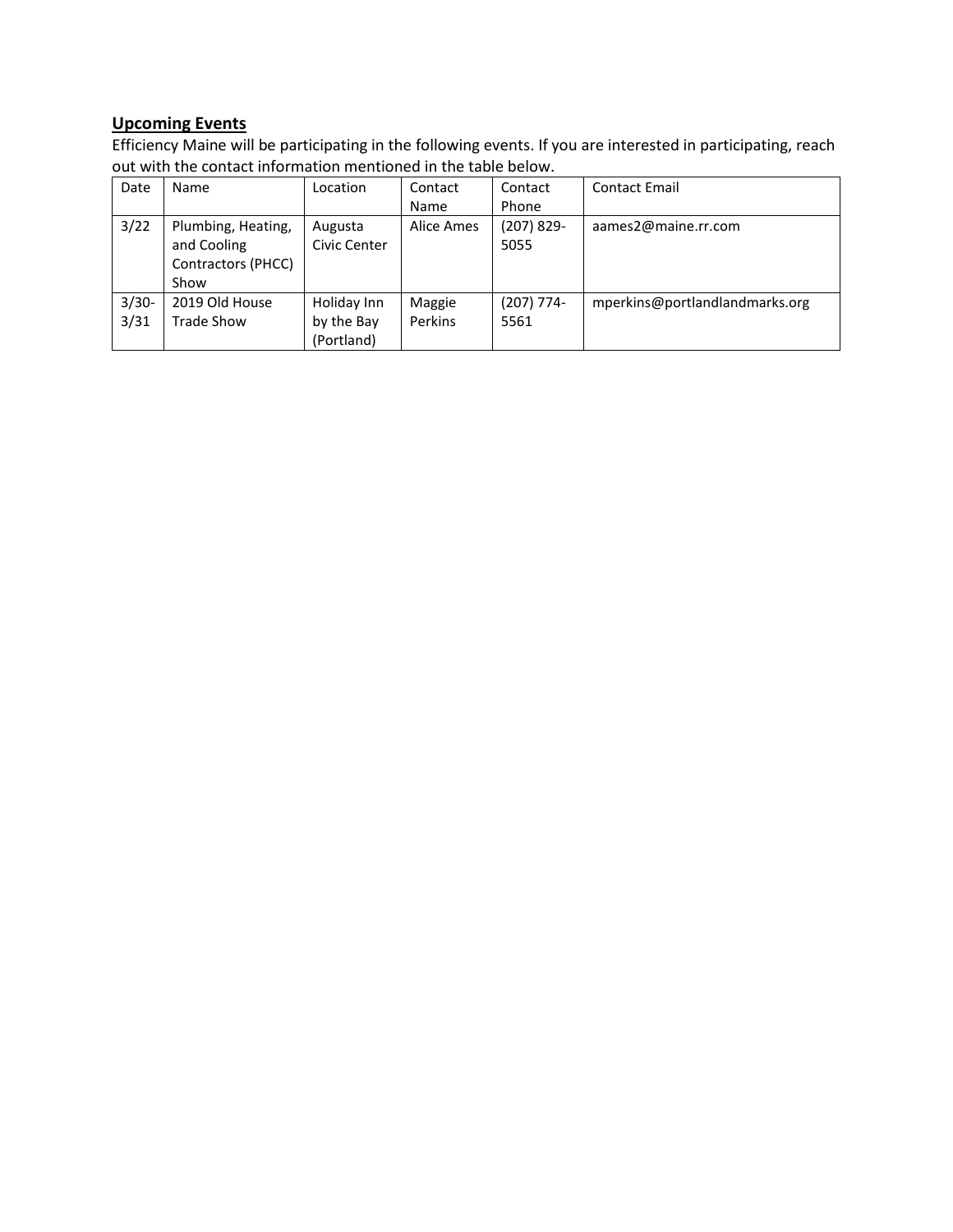## Upcoming Events

Efficiency Maine will be participating in the following events. If you are interested in participating, reach out with the contact information mentioned in the table below.

| Date | Name | Location | Contact Name | Contact Phone | Contact Email |
|---|---|---|---|---|---|
| 3/22 | Plumbing, Heating, and Cooling Contractors (PHCC) Show | Augusta Civic Center | Alice Ames | (207) 829-5055 | aames2@maine.rr.com |
| 3/30-3/31 | 2019 Old House Trade Show | Holiday Inn by the Bay (Portland) | Maggie Perkins | (207) 774-5561 | mperkins@portlandlandmarks.org |